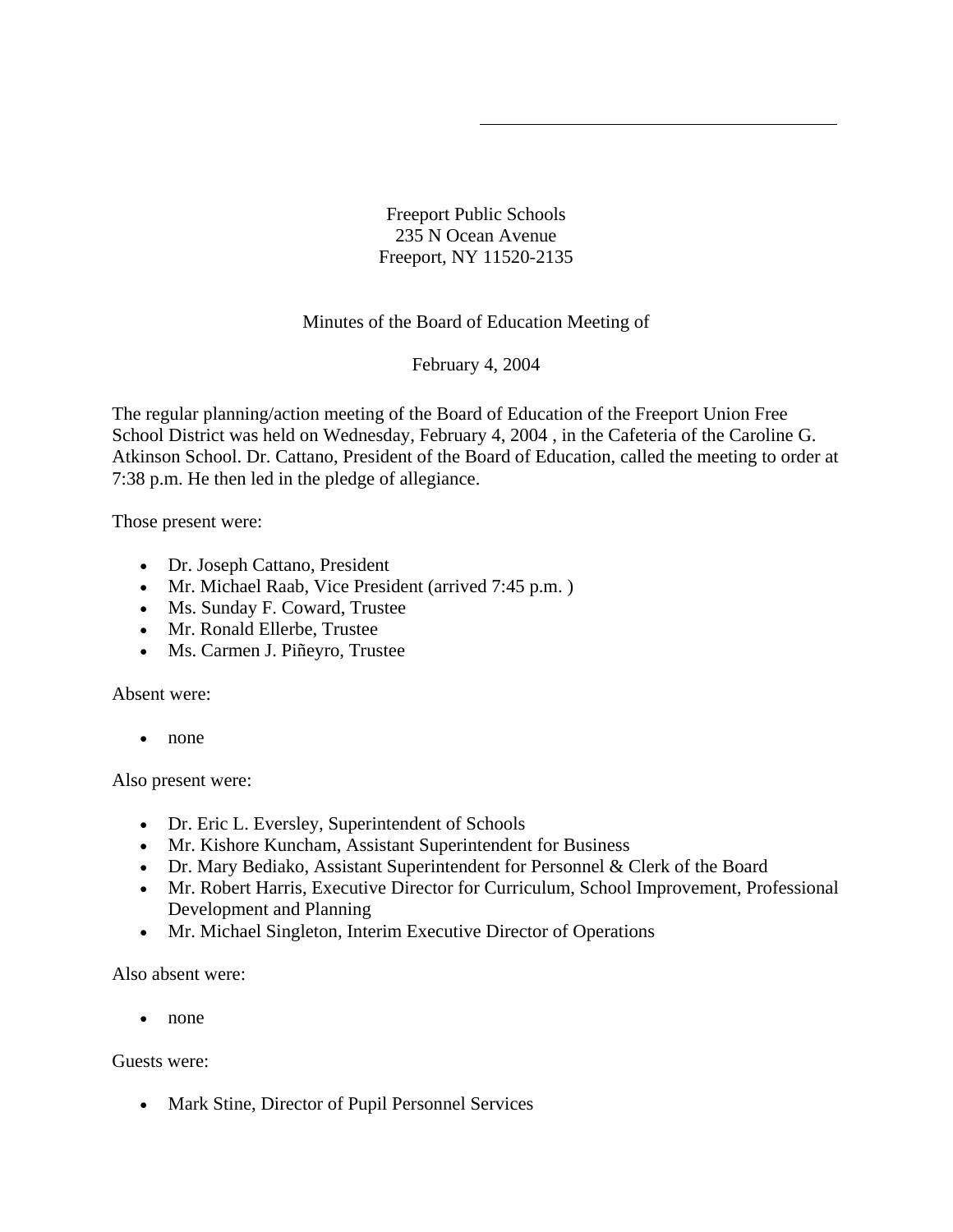Freport Public Schools

Freeport Public Schools
235 N Ocean Avenue
Freeport, NY 11520-2135

Minutes of the Board of Education Meeting of

February 4, 2004

The regular planning/action meeting of the Board of Education of the Freeport Union Free School District was held on Wednesday, February 4, 2004 , in the Cafeteria of the Caroline G. Atkinson School. Dr. Cattano, President of the Board of Education, called the meeting to order at 7:38 p.m. He then led in the pledge of allegiance.

Those present were:

- Dr. Joseph Cattano, President
- Mr. Michael Raab, Vice President (arrived 7:45 p.m. )
- Ms. Sunday F. Coward, Trustee
- Mr. Ronald Ellerbe, Trustee
- Ms. Carmen J. Piñeyro, Trustee

Absent were:

- none

Also present were:

- Dr. Eric L. Eversley, Superintendent of Schools
- Mr. Kishore Kuncham, Assistant Superintendent for Business
- Dr. Mary Bediako, Assistant Superintendent for Personnel & Clerk of the Board
- Mr. Robert Harris, Executive Director for Curriculum, School Improvement, Professional Development and Planning
- Mr. Michael Singleton, Interim Executive Director of Operations

Also absent were:

- none

Guests were:

- Mark Stine, Director of Pupil Personnel Services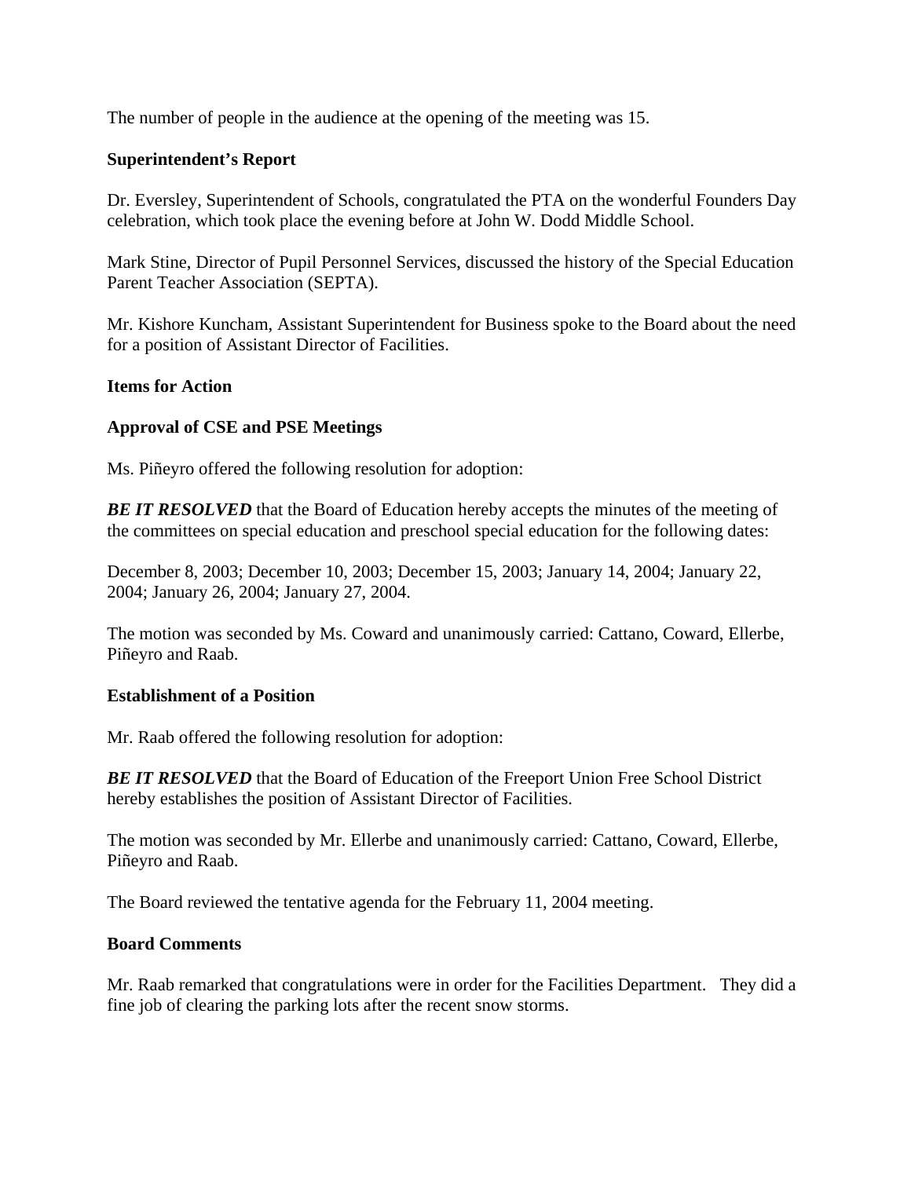The number of people in the audience at the opening of the meeting was 15.

**Superintendent's Report**

Dr. Eversley, Superintendent of Schools, congratulated the PTA on the wonderful Founders Day celebration, which took place the evening before at John W. Dodd Middle School.

Mark Stine, Director of Pupil Personnel Services, discussed the history of the Special Education Parent Teacher Association (SEPTA).

Mr. Kishore Kuncham, Assistant Superintendent for Business spoke to the Board about the need for a position of Assistant Director of Facilities.

**Items for Action**

**Approval of CSE and PSE Meetings**

Ms. Piñeyro offered the following resolution for adoption:

***BE IT RESOLVED*** that the Board of Education hereby accepts the minutes of the meeting of the committees on special education and preschool special education for the following dates:

December 8, 2003; December 10, 2003; December 15, 2003; January 14, 2004; January 22, 2004; January 26, 2004; January 27, 2004.

The motion was seconded by Ms. Coward and unanimously carried: Cattano, Coward, Ellerbe, Piñeyro and Raab.

**Establishment of a Position**

Mr. Raab offered the following resolution for adoption:

***BE IT RESOLVED*** that the Board of Education of the Freeport Union Free School District hereby establishes the position of Assistant Director of Facilities.

The motion was seconded by Mr. Ellerbe and unanimously carried: Cattano, Coward, Ellerbe, Piñeyro and Raab.

The Board reviewed the tentative agenda for the February 11, 2004 meeting.

**Board Comments**

Mr. Raab remarked that congratulations were in order for the Facilities Department. They did a fine job of clearing the parking lots after the recent snow storms.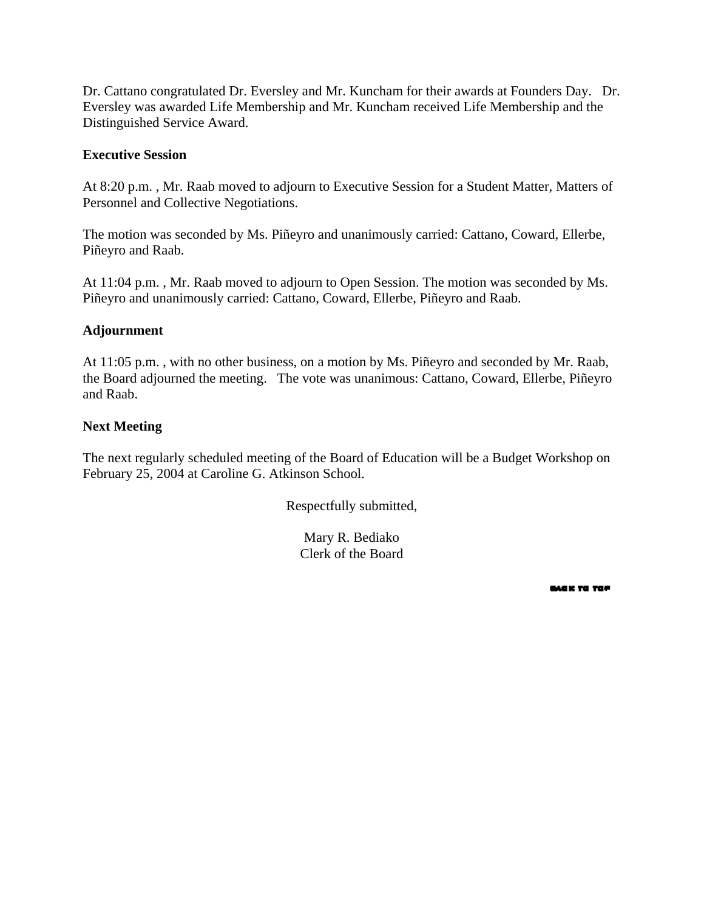Dr. Cattano congratulated Dr. Eversley and Mr. Kuncham for their awards at Founders Day. Dr. Eversley was awarded Life Membership and Mr. Kuncham received Life Membership and the Distinguished Service Award.

**Executive Session**

At 8:20 p.m. , Mr. Raab moved to adjourn to Executive Session for a Student Matter, Matters of Personnel and Collective Negotiations.

The motion was seconded by Ms. Piñeyro and unanimously carried: Cattano, Coward, Ellerbe, Piñeyro and Raab.

At 11:04 p.m. , Mr. Raab moved to adjourn to Open Session. The motion was seconded by Ms. Piñeyro and unanimously carried: Cattano, Coward, Ellerbe, Piñeyro and Raab.

**Adjournment**

At 11:05 p.m. , with no other business, on a motion by Ms. Piñeyro and seconded by Mr. Raab, the Board adjourned the meeting. The vote was unanimous: Cattano, Coward, Ellerbe, Piñeyro and Raab.

**Next Meeting**

The next regularly scheduled meeting of the Board of Education will be a Budget Workshop on February 25, 2004 at Caroline G. Atkinson School.

Respectfully submitted,

Mary R. Bediako
Clerk of the Board

BACK TO TOP